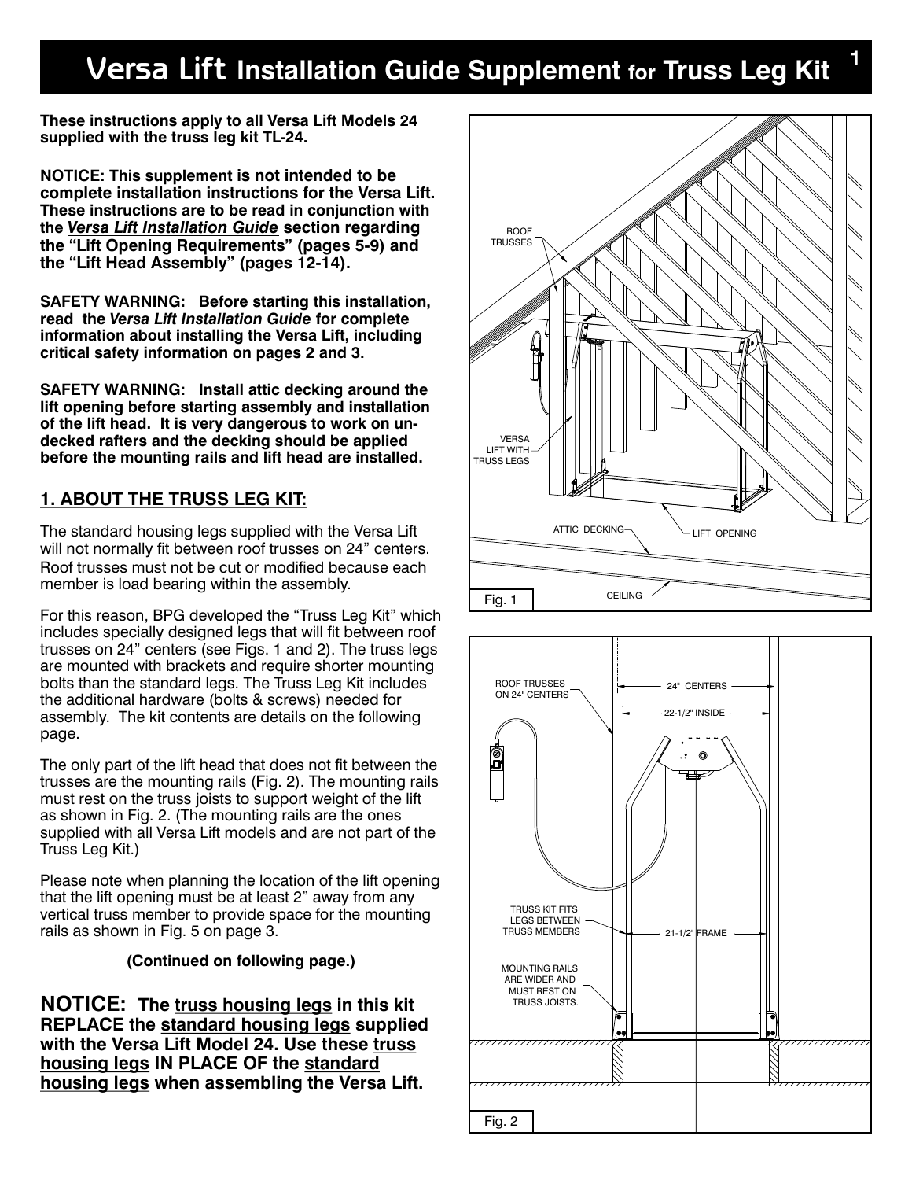# Versa Lift Installation Guide Supplement for Truss Leg Kit

**These instructions apply to all Versa Lift Models 24 supplied with the truss leg kit TL-24.**

**NOTICE: This supplement is not intended to be complete installation instructions for the Versa Lift. These instructions are to be read in conjunction with the *Versa Lift Installation Guide* section regarding the "Lift Opening Requirements" (pages 5-9) and the "Lift Head Assembly" (pages 12-14).**

**SAFETY WARNING: Before starting this installation, read the *Versa Lift Installation Guide* for complete information about installing the Versa Lift, including critical safety information on pages 2 and 3.**

**SAFETY WARNING: Install attic decking around the lift opening before starting assembly and installation of the lift head. It is very dangerous to work on un-decked rafters and the decking should be applied before the mounting rails and lift head are installed.**

## 1. ABOUT THE TRUSS LEG KIT:

The standard housing legs supplied with the Versa Lift will not normally fit between roof trusses on 24" centers. Roof trusses must not be cut or modified because each member is load bearing within the assembly.

For this reason, BPG developed the "Truss Leg Kit" which includes specially designed legs that will fit between roof trusses on 24" centers (see Figs. 1 and 2). The truss legs are mounted with brackets and require shorter mounting bolts than the standard legs. The Truss Leg Kit includes the additional hardware (bolts & screws) needed for assembly. The kit contents are details on the following page.

The only part of the lift head that does not fit between the trusses are the mounting rails (Fig. 2). The mounting rails must rest on the truss joists to support weight of the lift as shown in Fig. 2. (The mounting rails are the ones supplied with all Versa Lift models and are not part of the Truss Leg Kit.)

Please note when planning the location of the lift opening that the lift opening must be at least 2" away from any vertical truss member to provide space for the mounting rails as shown in Fig. 5 on page 3.

**(Continued on following page.)**

**NOTICE: The truss housing legs in this kit REPLACE the standard housing legs supplied with the Versa Lift Model 24. Use these truss housing legs IN PLACE OF the standard housing legs when assembling the Versa Lift.**

ROOF TRUSSES; VERSA LIFT WITH TRUSS LEGS; ATTIC DECKING; LIFT OPENING; CEILING

Fig. 1

ROOF TRUSSES ON 24" CENTERS; 24" CENTERS; 22-1/2" INSIDE; TRUSS KIT FITS LEGS BETWEEN TRUSS MEMBERS; 21-1/2" FRAME; MOUNTING RAILS ARE WIDER AND MUST REST ON TRUSS JOISTS.

Fig. 2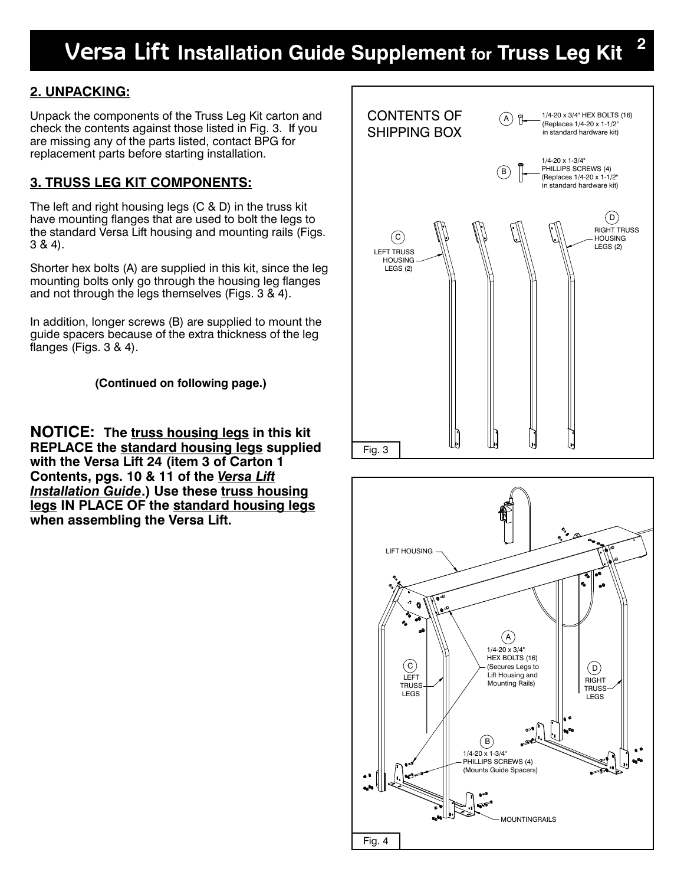## 2. UNPACKING:

Unpack the components of the Truss Leg Kit carton and check the contents against those listed in Fig. 3. If you are missing any of the parts listed, contact BPG for replacement parts before starting installation.

## 3. TRUSS LEG KIT COMPONENTS:

The left and right housing legs (C & D) in the truss kit have mounting flanges that are used to bolt the legs to the standard Versa Lift housing and mounting rails (Figs. 3 & 4).

Shorter hex bolts (A) are supplied in this kit, since the leg mounting bolts only go through the housing leg flanges and not through the legs themselves (Figs. 3 & 4).

In addition, longer screws (B) are supplied to mount the guide spacers because of the extra thickness of the leg flanges (Figs. 3 & 4).

**(Continued on following page.)**

**NOTICE: The truss housing legs in this kit REPLACE the standard housing legs supplied with the Versa Lift 24 (item 3 of Carton 1 Contents, pgs. 10 & 11 of the *Versa Lift Installation Guide*.) Use these truss housing legs IN PLACE OF the standard housing legs when assembling the Versa Lift.**

CONTENTS OF SHIPPING BOX

A — 1/4-20 x 3/4" HEX BOLTS (16) (Replaces 1/4-20 x 1-1/2" in standard hardware kit)

B — 1/4-20 x 1-3/4" PHILLIPS SCREWS (4) (Replaces 1/4-20 x 1-1/2" in standard hardware kit)

C — LEFT TRUSS HOUSING LEGS (2)

D — RIGHT TRUSS HOUSING LEGS (2)

Fig. 3

LIFT HOUSING

A — 1/4-20 x 3/4" HEX BOLTS (16) (Secures Legs to Lift Housing and Mounting Rails)

C — LEFT TRUSS LEGS

D — RIGHT TRUSS LEGS

B — 1/4-20 x 1-3/4" PHILLIPS SCREWS (4) (Mounts Guide Spacers)

MOUNTINGRAILS

Fig. 4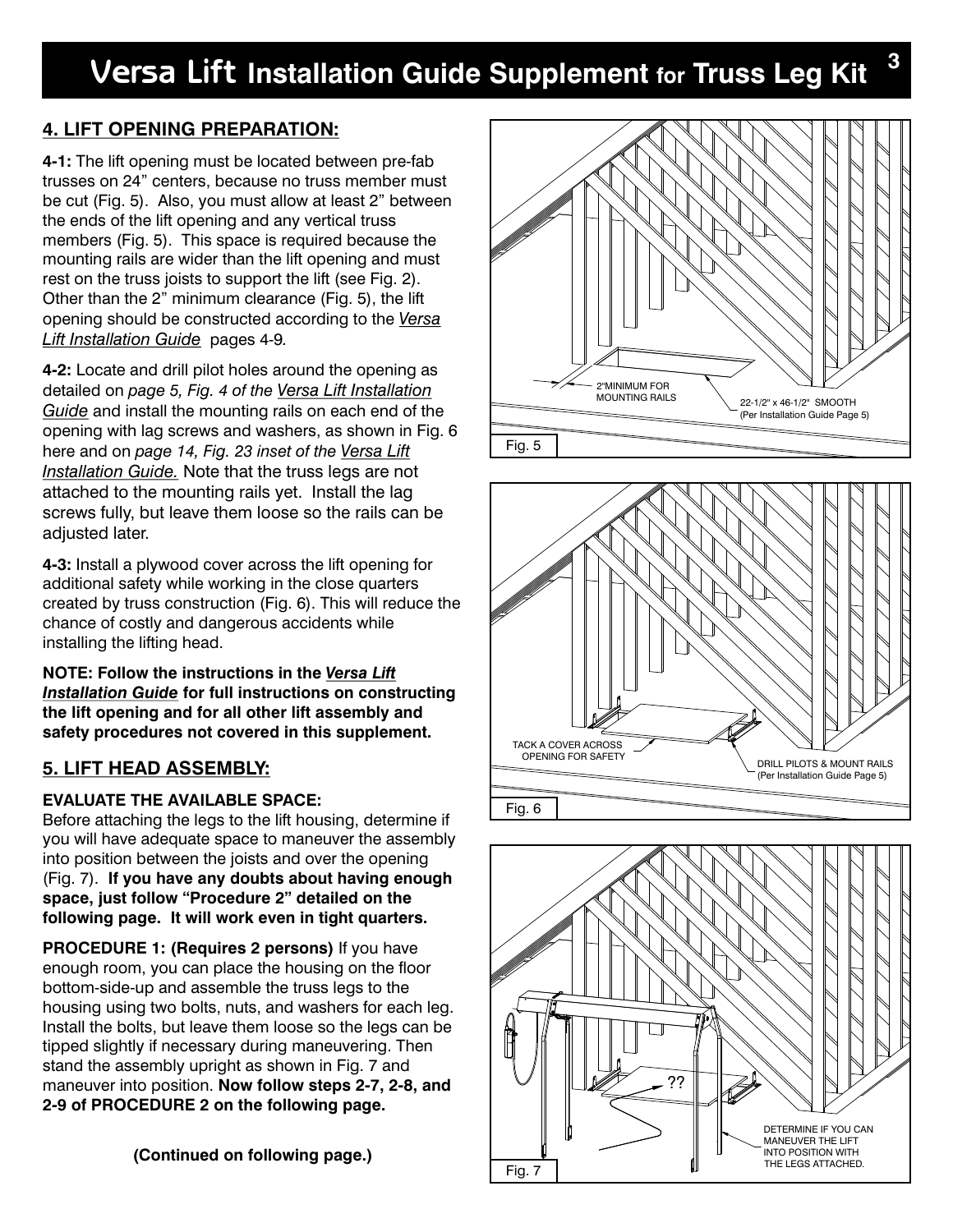# Versa Lift Installation Guide Supplement for Truss Leg Kit

## 4. LIFT OPENING PREPARATION:

**4-1:** The lift opening must be located between pre-fab trusses on 24" centers, because no truss member must be cut (Fig. 5). Also, you must allow at least 2" between the ends of the lift opening and any vertical truss members (Fig. 5). This space is required because the mounting rails are wider than the lift opening and must rest on the truss joists to support the lift (see Fig. 2). Other than the 2" minimum clearance (Fig. 5), the lift opening should be constructed according to the *Versa Lift Installation Guide* pages 4-9.

**4-2:** Locate and drill pilot holes around the opening as detailed on *page 5, Fig. 4 of the Versa Lift Installation Guide* and install the mounting rails on each end of the opening with lag screws and washers, as shown in Fig. 6 here and on *page 14, Fig. 23 inset of the Versa Lift Installation Guide.* Note that the truss legs are not attached to the mounting rails yet. Install the lag screws fully, but leave them loose so the rails can be adjusted later.

**4-3:** Install a plywood cover across the lift opening for additional safety while working in the close quarters created by truss construction (Fig. 6). This will reduce the chance of costly and dangerous accidents while installing the lifting head.

**NOTE: Follow the instructions in the *Versa Lift Installation Guide* for full instructions on constructing the lift opening and for all other lift assembly and safety procedures not covered in this supplement.**

## 5. LIFT HEAD ASSEMBLY:

**EVALUATE THE AVAILABLE SPACE:**
Before attaching the legs to the lift housing, determine if you will have adequate space to maneuver the assembly into position between the joists and over the opening (Fig. 7). **If you have any doubts about having enough space, just follow "Procedure 2" detailed on the following page. It will work even in tight quarters.**

**PROCEDURE 1: (Requires 2 persons)** If you have enough room, you can place the housing on the floor bottom-side-up and assemble the truss legs to the housing using two bolts, nuts, and washers for each leg. Install the bolts, but leave them loose so the legs can be tipped slightly if necessary during maneuvering. Then stand the assembly upright as shown in Fig. 7 and maneuver into position. **Now follow steps 2-7, 2-8, and 2-9 of PROCEDURE 2 on the following page.**

**(Continued on following page.)**

2"MINIMUM FOR MOUNTING RAILS

22-1/2" x 46-1/2" SMOOTH (Per Installation Guide Page 5)

Fig. 5

TACK A COVER ACROSS OPENING FOR SAFETY

DRILL PILOTS & MOUNT RAILS (Per Installation Guide Page 5)

Fig. 6

??

DETERMINE IF YOU CAN MANEUVER THE LIFT INTO POSITION WITH THE LEGS ATTACHED.

Fig. 7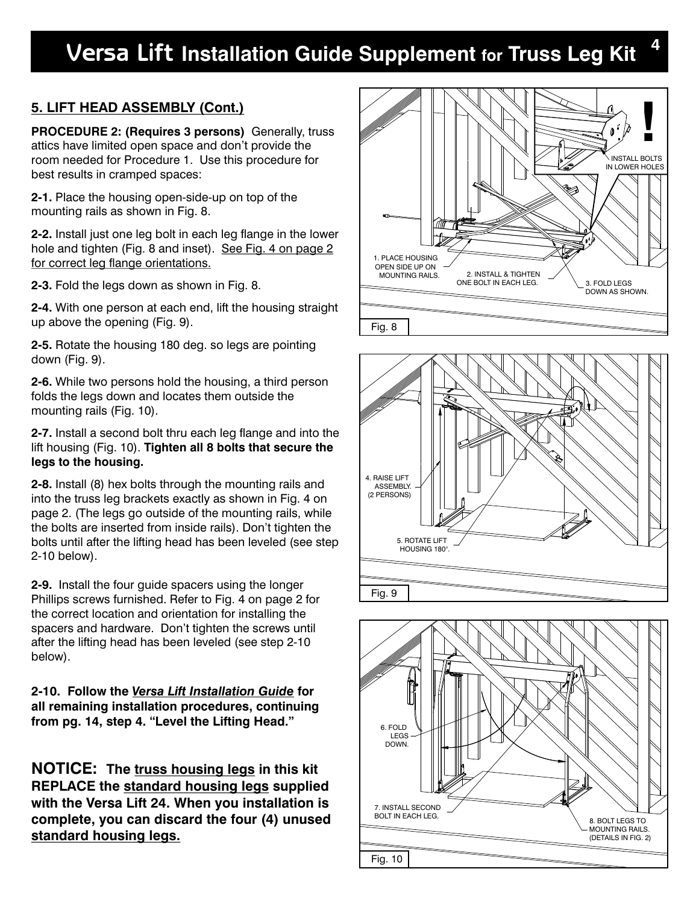## 5. LIFT HEAD ASSEMBLY (Cont.)

**PROCEDURE 2: (Requires 3 persons)** Generally, truss attics have limited open space and don't provide the room needed for Procedure 1. Use this procedure for best results in cramped spaces:

**2-1.** Place the housing open-side-up on top of the mounting rails as shown in Fig. 8.

**2-2.** Install just one leg bolt in each leg flange in the lower hole and tighten (Fig. 8 and inset). See Fig. 4 on page 2 for correct leg flange orientations.

**2-3.** Fold the legs down as shown in Fig. 8.

**2-4.** With one person at each end, lift the housing straight up above the opening (Fig. 9).

**2-5.** Rotate the housing 180 deg. so legs are pointing down (Fig. 9).

**2-6.** While two persons hold the housing, a third person folds the legs down and locates them outside the mounting rails (Fig. 10).

**2-7.** Install a second bolt thru each leg flange and into the lift housing (Fig. 10). **Tighten all 8 bolts that secure the legs to the housing.**

**2-8.** Install (8) hex bolts through the mounting rails and into the truss leg brackets exactly as shown in Fig. 4 on page 2. (The legs go outside of the mounting rails, while the bolts are inserted from inside rails). Don't tighten the bolts until after the lifting head has been leveled (see step 2-10 below).

**2-9.** Install the four guide spacers using the longer Phillips screws furnished. Refer to Fig. 4 on page 2 for the correct location and orientation for installing the spacers and hardware. Don't tighten the screws until after the lifting head has been leveled (see step 2-10 below).

**2-10. Follow the *Versa Lift Installation Guide* for all remaining installation procedures, continuing from pg. 14, step 4. "Level the Lifting Head."**

**NOTICE: The truss housing legs in this kit REPLACE the standard housing legs supplied with the Versa Lift 24. When you installation is complete, you can discard the four (4) unused standard housing legs.**

!

INSTALL BOLTS IN LOWER HOLES

1. PLACE HOUSING OPEN SIDE UP ON MOUNTING RAILS.

2. INSTALL & TIGHTEN ONE BOLT IN EACH LEG.

3. FOLD LEGS DOWN AS SHOWN.

Fig. 8

4. RAISE LIFT ASSEMBLY. (2 PERSONS)

5. ROTATE LIFT HOUSING 180°.

Fig. 9

6. FOLD LEGS DOWN.

7. INSTALL SECOND BOLT IN EACH LEG.

8. BOLT LEGS TO MOUNTING RAILS. (DETAILS IN FIG. 2)

Fig. 10